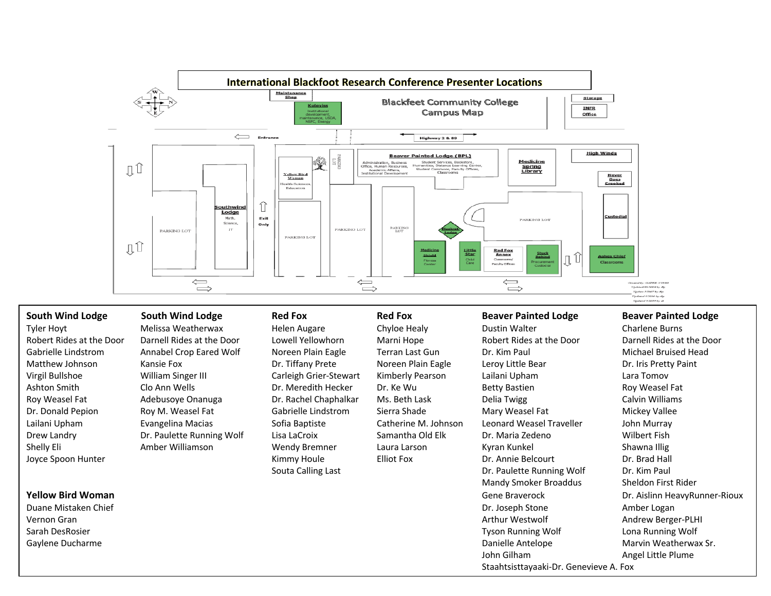# International Blackfoot Research Conference Presenter Locations

## Blackfeet Community College Campus Map

Maintenance Shop

**Kutoyiss** – Institutional development, maintenance, USDA, NSFC, Energy

Storage

INFR Office

Entrance

Highway 2 & 89

**Beaver Painted Lodge (BPL)** – Administration, Business Office, Human Resources, Academic Affairs, Institutional Development; Student Services, Bookstore, Humanities, Distance Learning Center, Student Commons, Faculty Offices, Classrooms

**Medicine Spring Library**

**High Winds**

**Never Goes Crooked**

**Yellow Bird Woman** – Health Sciences, Education

**Southwind Lodge** – Math, Science, IT

Exit Only

PARKING LOT

**Custodial**

**Medicine Shield** – Fitness Center

**Little Star** – Child Care

**Red Fox Annex** – Classrooms/Faculty Offices

**Stuck Behind** – Procurement Custodial

**Ashes Chief** – Classrooms

---

### South Wind Lodge

- Tyler Hoyt
- Robert Rides at the Door
- Gabrielle Lindstrom
- Matthew Johnson
- Virgil Bullshoe
- Ashton Smith
- Roy Weasel Fat
- Dr. Donald Pepion
- Lailani Upham
- Drew Landry
- Shelly Eli
- Joyce Spoon Hunter
- Melissa Weatherwax
- Darnell Rides at the Door
- Annabel Crop Eared Wolf
- Kansie Fox
- William Singer III
- Clo Ann Wells
- Adebusoye Onanuga
- Roy M. Weasel Fat
- Evangelina Macias
- Dr. Paulette Running Wolf
- Amber Williamson

### Yellow Bird Woman

- Duane Mistaken Chief
- Vernon Gran
- Sarah DesRosier
- Gaylene Ducharme

### Red Fox

- Helen Augare
- Lowell Yellowhorn
- Noreen Plain Eagle
- Dr. Tiffany Prete
- Carleigh Grier-Stewart
- Dr. Meredith Hecker
- Dr. Rachel Chaphalkar
- Gabrielle Lindstrom
- Sofia Baptiste
- Lisa LaCroix
- Wendy Bremner
- Kimmy Houle
- Souta Calling Last
- Chyloe Healy
- Marni Hope
- Terran Last Gun
- Noreen Plain Eagle
- Kimberly Pearson
- Dr. Ke Wu
- Ms. Beth Lask
- Sierra Shade
- Catherine M. Johnson
- Samantha Old Elk
- Laura Larson
- Elliot Fox

### Beaver Painted Lodge

- Dustin Walter
- Robert Rides at the Door
- Dr. Kim Paul
- Leroy Little Bear
- Lailani Upham
- Betty Bastien
- Delia Twigg
- Mary Weasel Fat
- Leonard Weasel Traveller
- Dr. Maria Zedeno
- Kyran Kunkel
- Dr. Annie Belcourt
- Dr. Paulette Running Wolf
- Mandy Smoker Broaddus
- Gene Braverock
- Dr. Joseph Stone
- Arthur Westwolf
- Tyson Running Wolf
- Danielle Antelope
- John Gilham
- Staahtsisttayaaki-Dr. Genevieve A. Fox
- Charlene Burns
- Darnell Rides at the Door
- Michael Bruised Head
- Dr. Iris Pretty Paint
- Lara Tomov
- Roy Weasel Fat
- Calvin Williams
- Mickey Vallee
- John Murray
- Wilbert Fish
- Shawna Illig
- Dr. Brad Hall
- Dr. Kim Paul
- Sheldon First Rider
- Dr. Aislinn HeavyRunner-Rioux
- Amber Logan
- Andrew Berger-PLHI
- Lona Running Wolf
- Marvin Weatherwax Sr.
- Angel Little Plume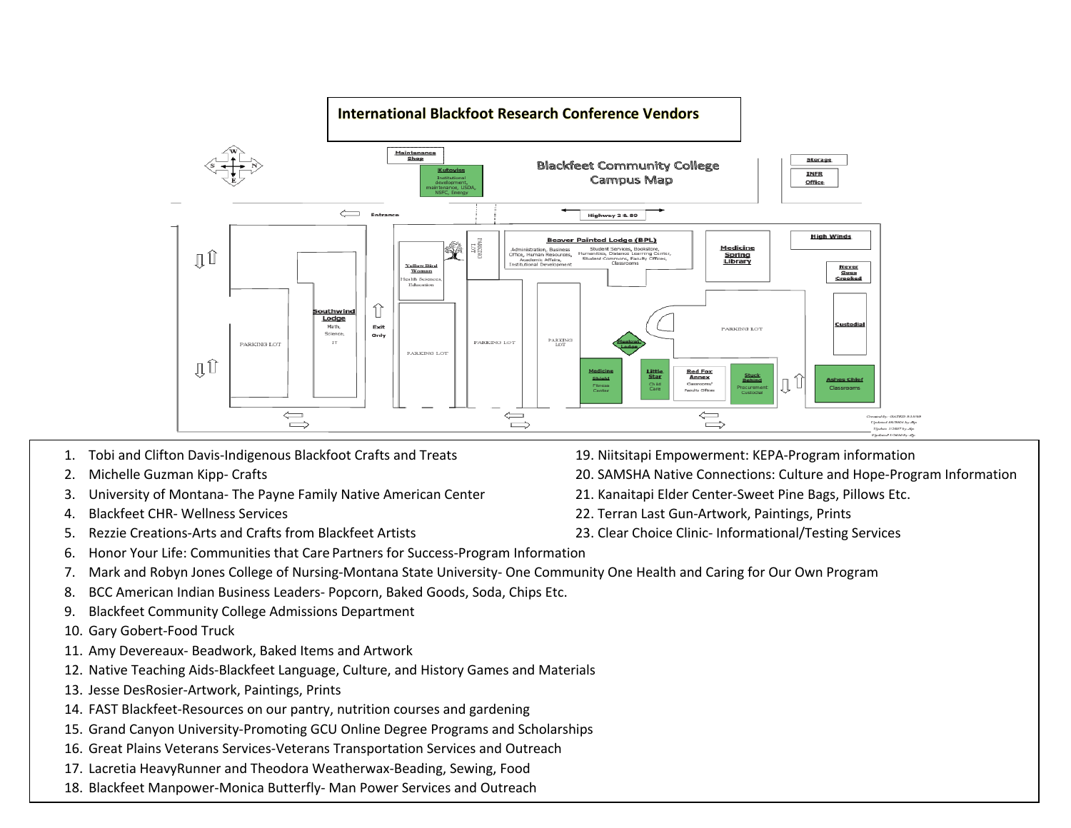# International Blackfoot Research Conference Vendors

Blackfeet Community College
Campus Map

Maintenance Shop

Kutoyiss
Institutional development, maintenance, USDA, NSFC, Energy

Storage

INFR Office

Entrance

Highway 2 & 89

Beaver Painted Lodge (BPL)
Administration, Business Office, Human Resources, Academic Affairs, Institutional Development
Student Services, Bookstore, Humanities, Distance Learning Center, Student Commons, Faculty Offices, Classrooms

Medicine Spring Library

High Winds

Never Goes Crooked

Yellow Bird Woman
Health Sciences, Education

Southwind Lodge
Math, Science, IT

Exit Only

PARKING LOT

Custodial

Medicine Shield
Fitness Center

Little Star
Child Care

Red Fox Annex
Classrooms/ Faculty Offices

Stuck Behind
Procurement Custodial

Ashes Chief
Classrooms

1. Tobi and Clifton Davis-Indigenous Blackfoot Crafts and Treats
2. Michelle Guzman Kipp- Crafts
3. University of Montana- The Payne Family Native American Center
4. Blackfeet CHR- Wellness Services
5. Rezzie Creations-Arts and Crafts from Blackfeet Artists
6. Honor Your Life: Communities that Care Partners for Success-Program Information
7. Mark and Robyn Jones College of Nursing-Montana State University- One Community One Health and Caring for Our Own Program
8. BCC American Indian Business Leaders- Popcorn, Baked Goods, Soda, Chips Etc.
9. Blackfeet Community College Admissions Department
10. Gary Gobert-Food Truck
11. Amy Devereaux- Beadwork, Baked Items and Artwork
12. Native Teaching Aids-Blackfeet Language, Culture, and History Games and Materials
13. Jesse DesRosier-Artwork, Paintings, Prints
14. FAST Blackfeet-Resources on our pantry, nutrition courses and gardening
15. Grand Canyon University-Promoting GCU Online Degree Programs and Scholarships
16. Great Plains Veterans Services-Veterans Transportation Services and Outreach
17. Lacretia HeavyRunner and Theodora Weatherwax-Beading, Sewing, Food
18. Blackfeet Manpower-Monica Butterfly- Man Power Services and Outreach
19. Niitsitapi Empowerment: KEPA-Program information
20. SAMSHA Native Connections: Culture and Hope-Program Information
21. Kanaitapi Elder Center-Sweet Pine Bags, Pillows Etc.
22. Terran Last Gun-Artwork, Paintings, Prints
23. Clear Choice Clinic- Informational/Testing Services